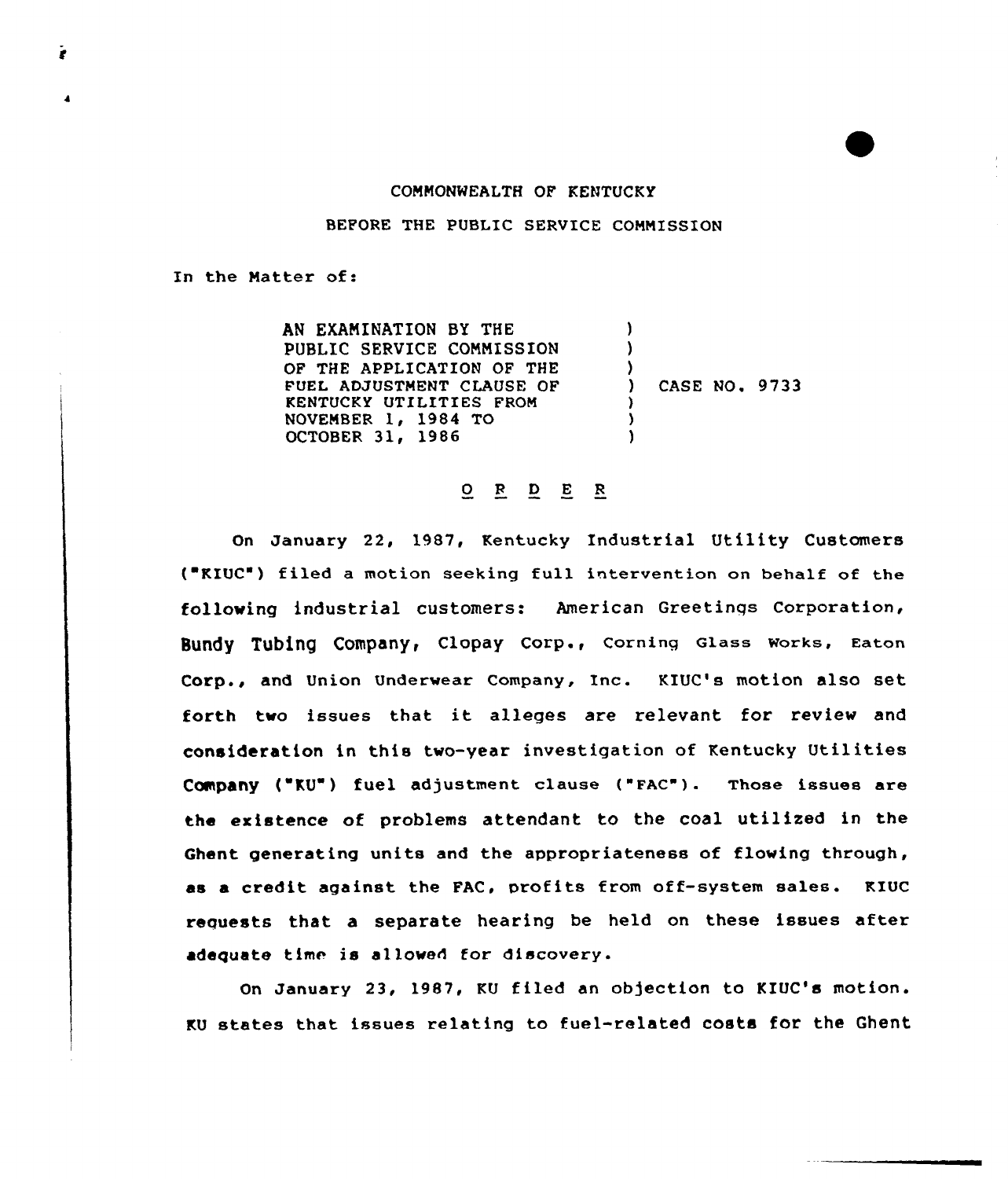COMMONWEALTH OF KENTUCKY

BEFORE THE PUBLIC SERVICE COMMISSION

In the Matter of:

| | | |
|---|---|---|
| AN EXAMINATION BY THE PUBLIC SERVICE COMMISSION OF THE APPLICATION OF THE FUEL ADJUSTMENT CLAUSE OF KENTUCKY UTILITIES FROM NOVEMBER 1, 1984 TO OCTOBER 31, 1986 | ) | CASE NO. 9733 |

## O R D E R

On January 22, 1987, Kentucky Industrial Utility Customers ("KIUC") filed a motion seeking full intervention on behalf of the following industrial customers: American Greetings Corporation, Bundy Tubing Company, Clopay Corp., Corning Glass Works, Eaton Corp., and Union Underwear Company, Inc. KIUC's motion also set forth two issues that it alleges are relevant for review and consideration in this two-year investigation of Kentucky Utilities Company ("KU") fuel adjustment clause ("FAC"). Those issues are the existence of problems attendant to the coal utilized in the Ghent generating units and the appropriateness of flowing through, as a credit against the FAC, profits from off-system sales. KIUC requests that a separate hearing be held on these issues after adequate time is allowed for discovery.

On January 23, 1987, KU filed an objection to KIUC's motion. KU states that issues relating to fuel-related costs for the Ghent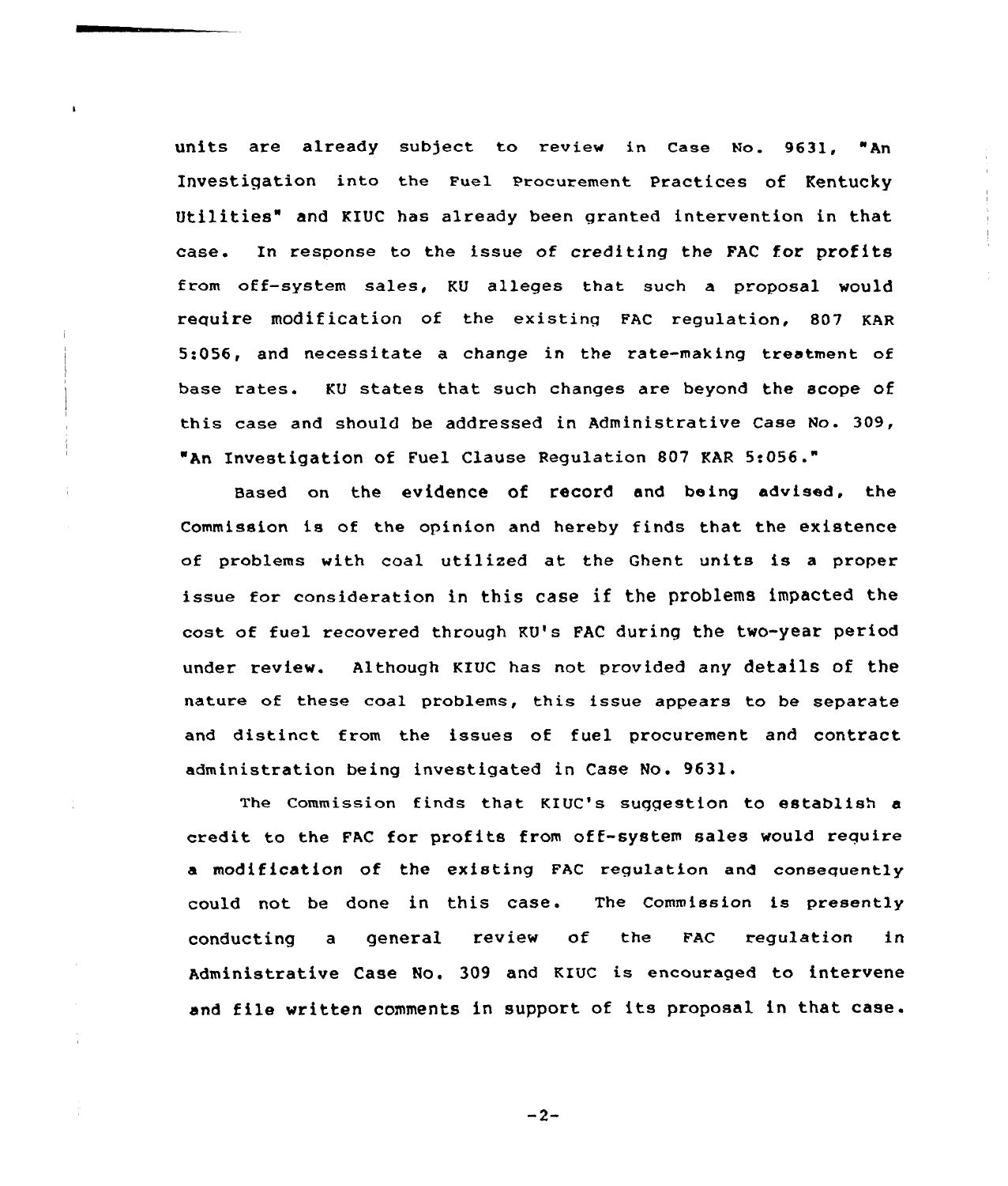units are already subject to review in Case No. 9631, "An Investigation into the Fuel Procurement Practices of Kentucky Utilities" and KIUC has already been granted intervention in that case. In response to the issue of crediting the FAC for profits from off-system sales, KU alleges that such a proposal would require modification of the existing FAC regulation, 807 KAR 5:056, and necessitate a change in the rate-making treatment of base rates. KU states that such changes are beyond the scope of this case and should be addressed in Administrative Case No. 309, "An Investigation of Fuel Clause Regulation 807 KAR 5:056."

Based on the evidence of record and being advised, the Commission is of the opinion and hereby finds that the existence of problems with coal utilized at the Ghent units is a proper issue for consideration in this case if the problems impacted the cost of fuel recovered through KU's FAC during the two-year period under review. Although KIUC has not provided any details of the nature of these coal problems, this issue appears to be separate and distinct from the issues of fuel procurement and contract administration being investigated in Case No. 9631.

The Commission finds that KIUC's suggestion to establish a credit to the FAC for profits from off-system sales would require a modification of the existing FAC regulation and consequently could not be done in this case. The Commission is presently conducting a general review of the FAC regulation in Administrative Case No. 309 and KIUC is encouraged to intervene and file written comments in support of its proposal in that case.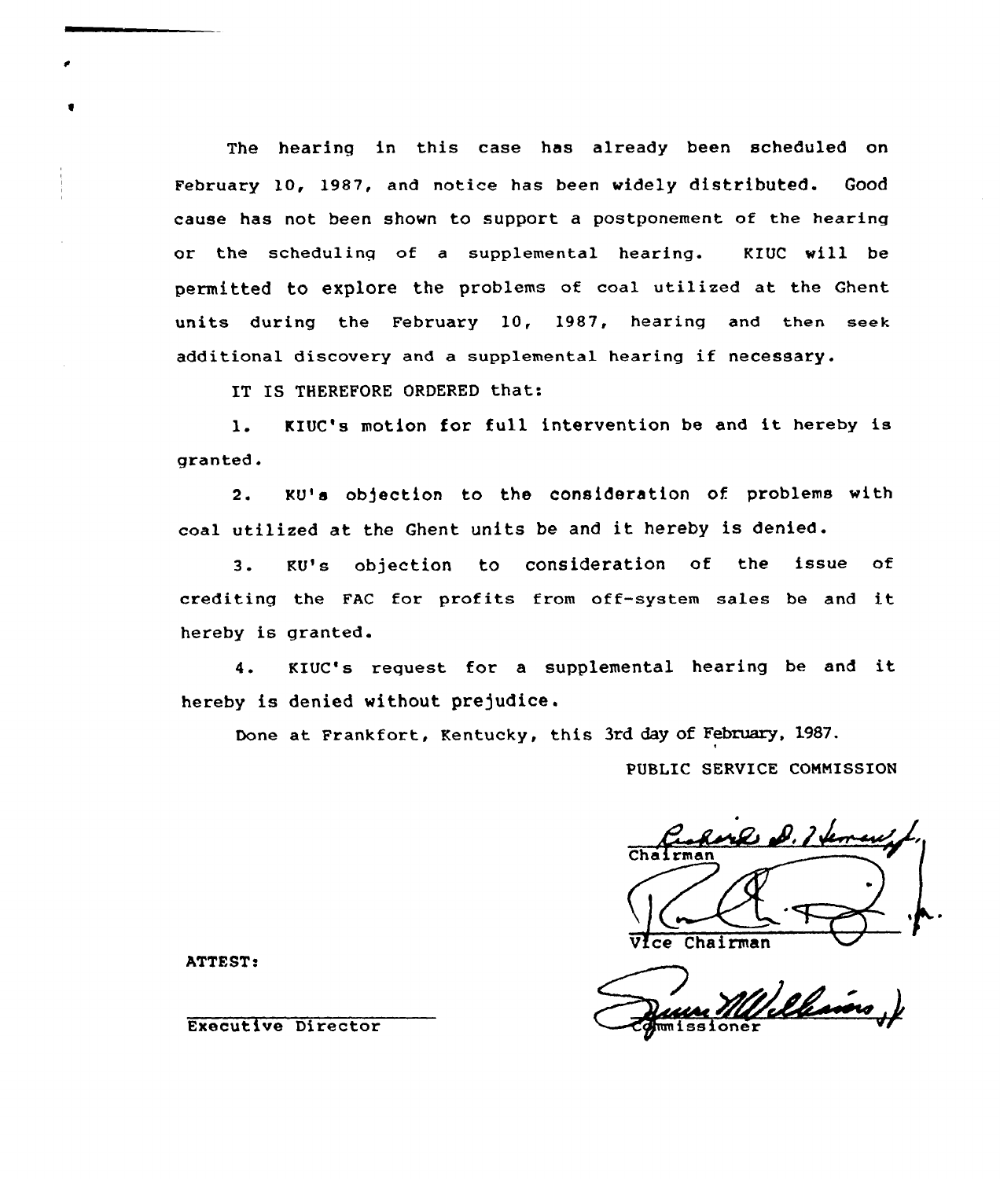The hearing in this case has already been scheduled on February 10, 1987, and notice has been widely distributed. Good cause has not been shown to support a postponement of the hearing or the scheduling of a supplemental hearing. KIUC will be permitted to explore the problems of coal utilized at the Ghent units during the February 10, 1987, hearing and then seek additional discovery and a supplemental hearing if necessary.

IT IS THEREFORE ORDERED that:

1. KIUC's motion for full intervention be and it hereby is granted.

2. KU's objection to the consideration of problems with coal utilized at the Ghent units be and it hereby is denied.

3. KU's objection to consideration of the issue of crediting the FAC for profits from off-system sales be and it hereby is granted.

4. KIUC's request for a supplemental hearing be and it hereby is denied without prejudice.

Done at Frankfort, Kentucky, this 3rd day of February, 1987.

PUBLIC SERVICE COMMISSION

Chairman

Vice Chairman

Commissioner

ATTEST:

Executive Director